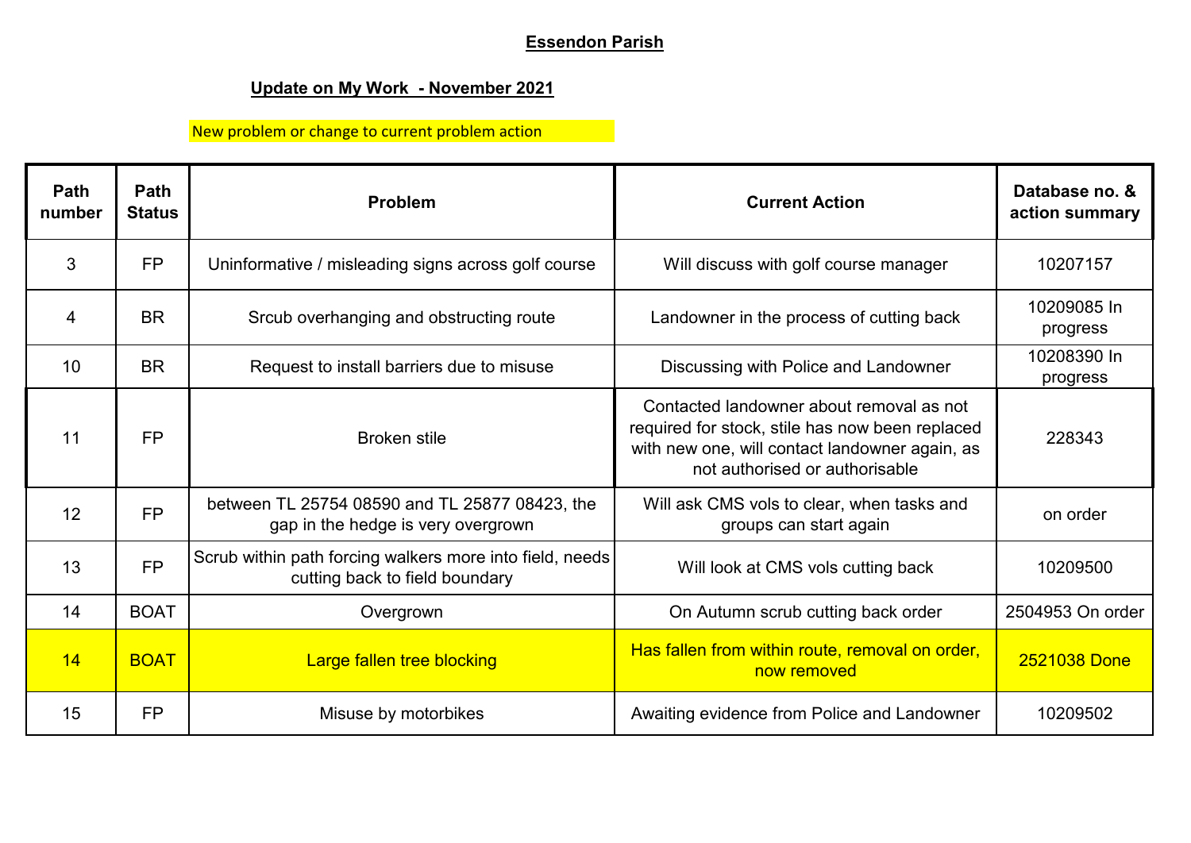# Essendon Parish

## Update on My Work - November 2021

New problem or change to current problem action

| Path number | Path Status | Problem | Current Action | Database no. & action summary |
|---|---|---|---|---|
| 3 | FP | Uninformative / misleading signs across golf course | Will discuss with golf course manager | 10207157 |
| 4 | BR | Srcub overhanging and obstructing route | Landowner in the process of cutting back | 10209085 In progress |
| 10 | BR | Request to install barriers due to misuse | Discussing with Police and Landowner | 10208390 In progress |
| 11 | FP | Broken stile | Contacted landowner about removal as not required for stock, stile has now been replaced with new one, will contact landowner again, as not authorised or authorisable | 228343 |
| 12 | FP | between TL 25754 08590 and TL 25877 08423, the gap in the hedge is very overgrown | Will ask CMS vols to clear, when tasks and groups can start again | on order |
| 13 | FP | Scrub within path forcing walkers more into field, needs cutting back to field boundary | Will look at CMS vols cutting back | 10209500 |
| 14 | BOAT | Overgrown | On Autumn scrub cutting back order | 2504953 On order |
| 14 | BOAT | Large fallen tree blocking | Has fallen from within route, removal on order, now removed | 2521038 Done |
| 15 | FP | Misuse by motorbikes | Awaiting evidence from Police and Landowner | 10209502 |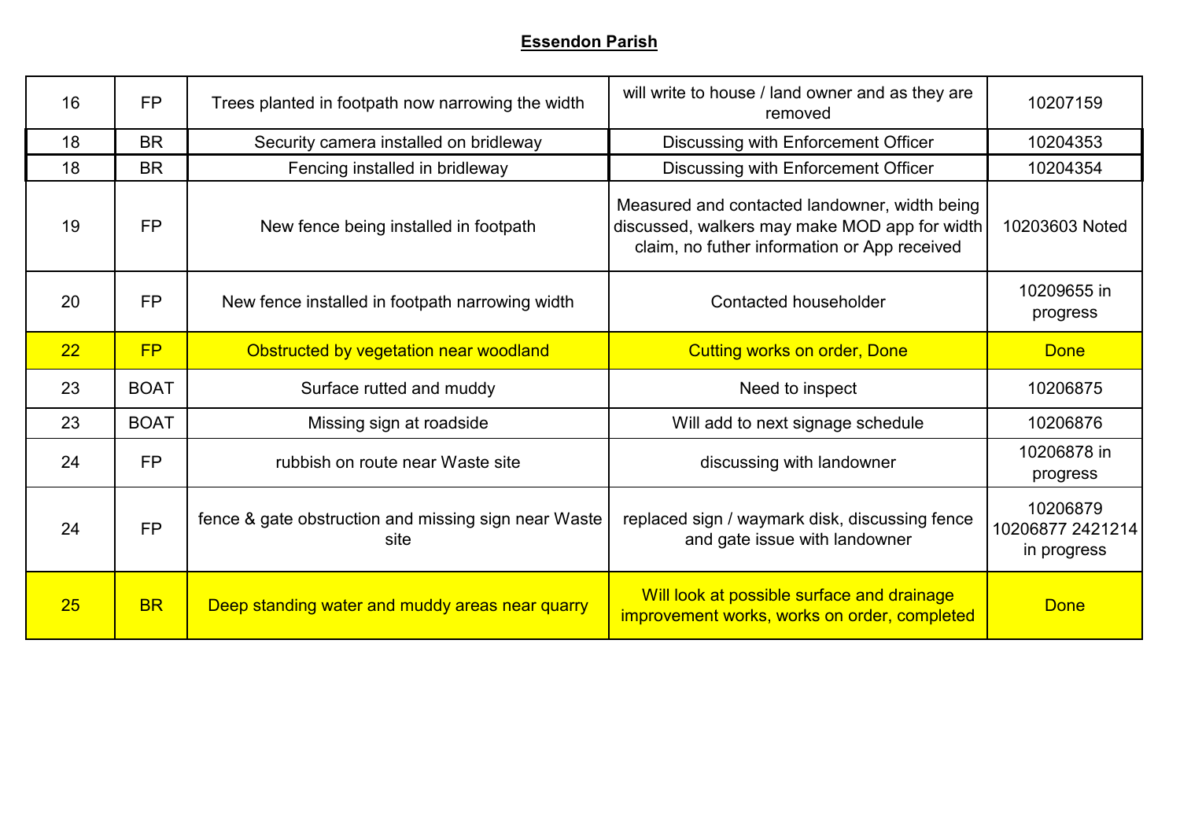**Essendon Parish**

| | | | | |
|---|---|---|---|---|
| 16 | FP | Trees planted in footpath now narrowing the width | will write to house / land owner and as they are removed | 10207159 |
| 18 | BR | Security camera installed on bridleway | Discussing with Enforcement Officer | 10204353 |
| 18 | BR | Fencing installed in bridleway | Discussing with Enforcement Officer | 10204354 |
| 19 | FP | New fence being installed in footpath | Measured and contacted landowner, width being discussed, walkers may make MOD app for width claim, no futher information or App received | 10203603 Noted |
| 20 | FP | New fence installed in footpath narrowing width | Contacted householder | 10209655 in progress |
| 22 | FP | Obstructed by vegetation near woodland | Cutting works on order, Done | Done |
| 23 | BOAT | Surface rutted and muddy | Need to inspect | 10206875 |
| 23 | BOAT | Missing sign at roadside | Will add to next signage schedule | 10206876 |
| 24 | FP | rubbish on route near Waste site | discussing with landowner | 10206878 in progress |
| 24 | FP | fence & gate obstruction and missing sign near Waste site | replaced sign / waymark disk, discussing fence and gate issue with landowner | 10206879 10206877 2421214 in progress |
| 25 | BR | Deep standing water and muddy areas near quarry | Will look at possible surface and drainage improvement works, works on order, completed | Done |